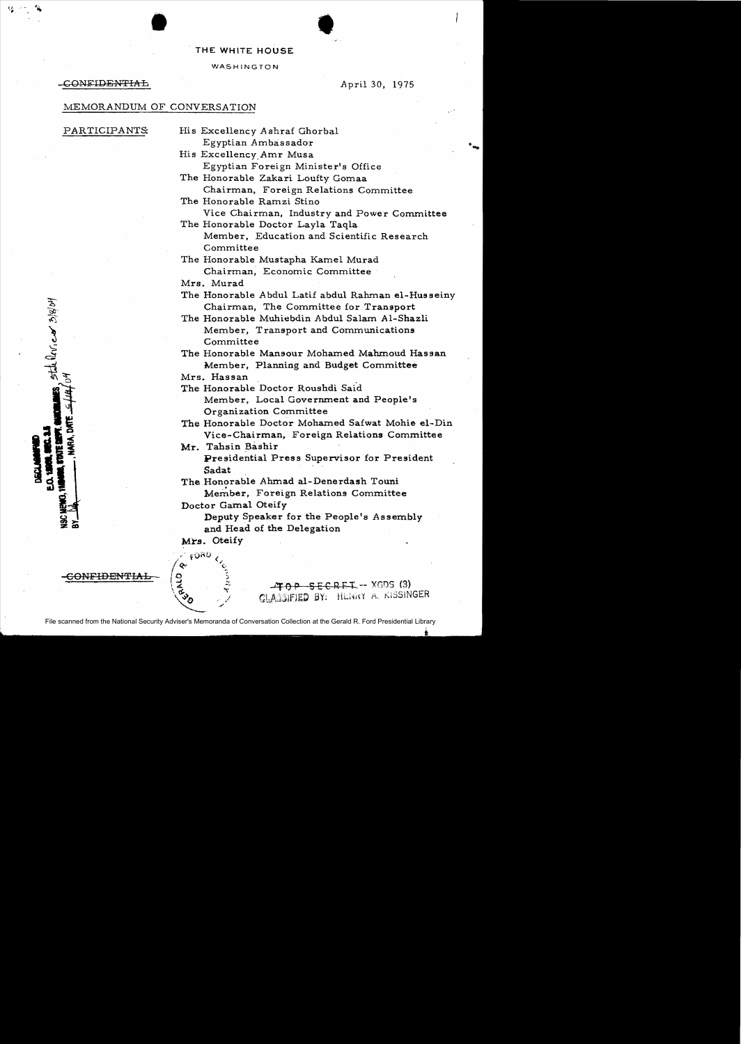THE WHITE HOUSE

WASHINGTON

~~CONFIDENTIAL~~

April 30, 1975

MEMORANDUM OF CONVERSATION

PARTICIPANTS:

His Excellency Ashraf Ghorbal
Egyptian Ambassador

His Excellency Amr Musa
Egyptian Foreign Minister's Office

The Honorable Zakari Loufty Gomaa
Chairman, Foreign Relations Committee

The Honorable Ramzi Stino
Vice Chairman, Industry and Power Committee

The Honorable Doctor Layla Taqla
Member, Education and Scientific Research Committee

The Honorable Mustapha Kamel Murad
Chairman, Economic Committee

Mrs. Murad

The Honorable Abdul Latif abdul Rahman el-Husseiny
Chairman, The Committee for Transport

The Honorable Muhiebdin Abdul Salam Al-Shazli
Member, Transport and Communications Committee

The Honorable Mansour Mohamed Mahmoud Hassan
Member, Planning and Budget Committee

Mrs. Hassan

The Honorable Doctor Roushdi Said
Member, Local Government and People's Organization Committee

The Honorable Doctor Mohamed Safwat Mohie el-Din
Vice-Chairman, Foreign Relations Committee

Mr. Tahsin Bashir
Presidential Press Supervisor for President Sadat

The Honorable Ahmad al-Denerdash Touni
Member, Foreign Relations Committee

Doctor Gamal Oteify
Deputy Speaker for the People's Assembly and Head of the Delegation

Mrs. Oteify

DECLASSIFIED
E.O. 12958, SEC. 3.5
NSC MEMO, 11/24/98, STATE DEPT. GUIDELINES, State Review 3/9/04
BY ___, NARA, DATE 5/14/04

~~CONFIDENTIAL~~

~~TOP SECRET~~ -- XGDS (3)
CLASSIFIED BY: HENRY A. KISSINGER

File scanned from the National Security Adviser's Memoranda of Conversation Collection at the Gerald R. Ford Presidential Library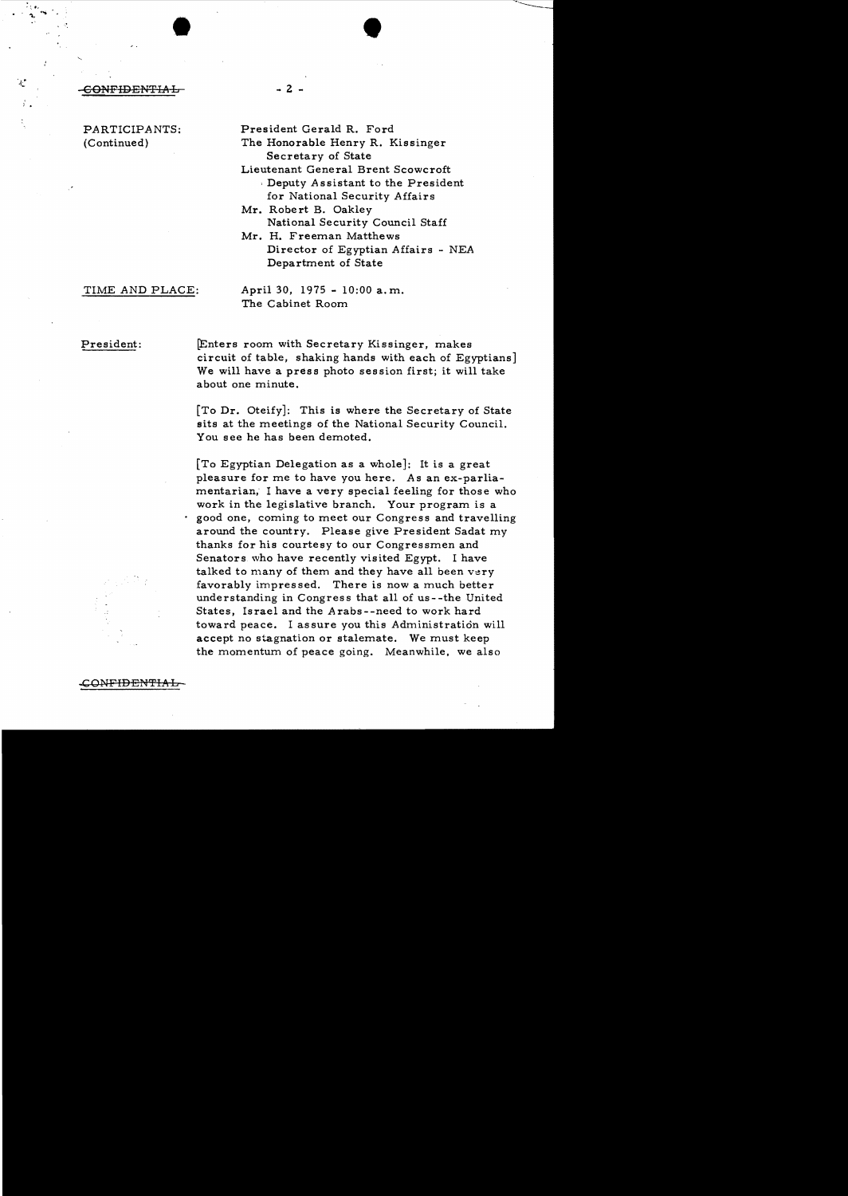CONFIDENTIAL

PARTICIPANTS: (Continued)

President Gerald R. Ford
The Honorable Henry R. Kissinger, Secretary of State
Lieutenant General Brent Scowcroft, Deputy Assistant to the President for National Security Affairs
Mr. Robert B. Oakley, National Security Council Staff
Mr. H. Freeman Matthews, Director of Egyptian Affairs - NEA, Department of State

TIME AND PLACE: April 30, 1975 - 10:00 a.m. The Cabinet Room

President: [Enters room with Secretary Kissinger, makes circuit of table, shaking hands with each of Egyptians] We will have a press photo session first; it will take about one minute.

[To Dr. Oteify]: This is where the Secretary of State sits at the meetings of the National Security Council. You see he has been demoted.

[To Egyptian Delegation as a whole]: It is a great pleasure for me to have you here. As an ex-parliamentarian, I have a very special feeling for those who work in the legislative branch. Your program is a good one, coming to meet our Congress and travelling around the country. Please give President Sadat my thanks for his courtesy to our Congressmen and Senators who have recently visited Egypt. I have talked to many of them and they have all been very favorably impressed. There is now a much better understanding in Congress that all of us--the United States, Israel and the Arabs--need to work hard toward peace. I assure you this Administration will accept no stagnation or stalemate. We must keep the momentum of peace going. Meanwhile, we also

CONFIDENTIAL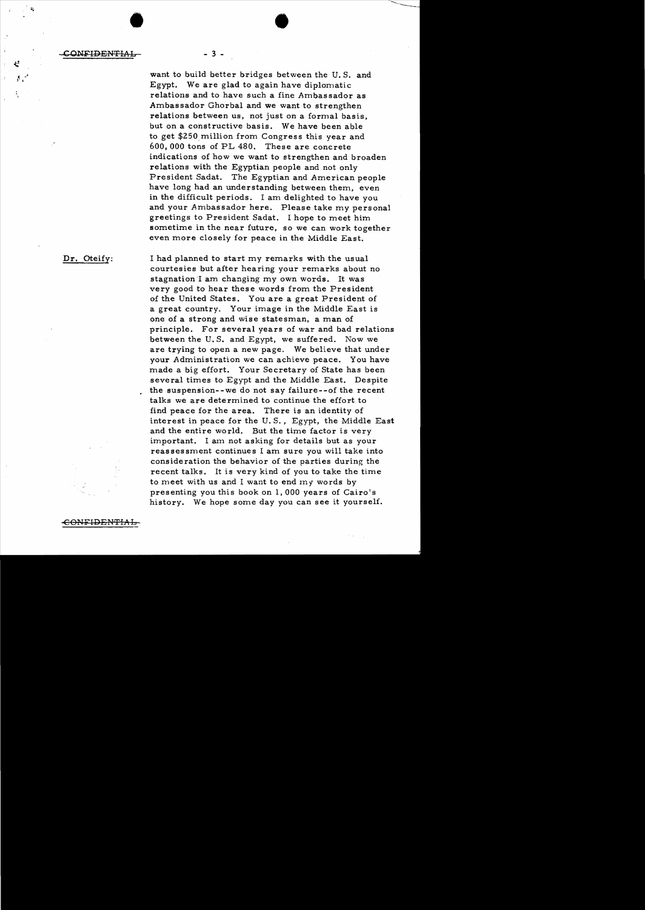want to build better bridges between the U. S. and Egypt. We are glad to again have diplomatic relations and to have such a fine Ambassador as Ambassador Ghorbal and we want to strengthen relations between us, not just on a formal basis, but on a constructive basis. We have been able to get $250 million from Congress this year and 600, 000 tons of PL 480. These are concrete indications of how we want to strengthen and broaden relations with the Egyptian people and not only President Sadat. The Egyptian and American people have long had an understanding between them, even in the difficult periods. I am delighted to have you and your Ambassador here. Please take my personal greetings to President Sadat. I hope to meet him sometime in the near future, so we can work together even more closely for peace in the Middle East.

**Dr. Oteify:** I had planned to start my remarks with the usual courtesies but after hearing your remarks about no stagnation I am changing my own words. It was very good to hear these words from the President of the United States. You are a great President of a great country. Your image in the Middle East is one of a strong and wise statesman, a man of principle. For several years of war and bad relations between the U. S. and Egypt, we suffered. Now we are trying to open a new page. We believe that under your Administration we can achieve peace. You have made a big effort. Your Secretary of State has been several times to Egypt and the Middle East. Despite the suspension--we do not say failure--of the recent talks we are determined to continue the effort to find peace for the area. There is an identity of interest in peace for the U. S., Egypt, the Middle East and the entire world. But the time factor is very important. I am not asking for details but as your reassessment continues I am sure you will take into consideration the behavior of the parties during the recent talks. It is very kind of you to take the time to meet with us and I want to end my words by presenting you this book on 1, 000 years of Cairo's history. We hope some day you can see it yourself.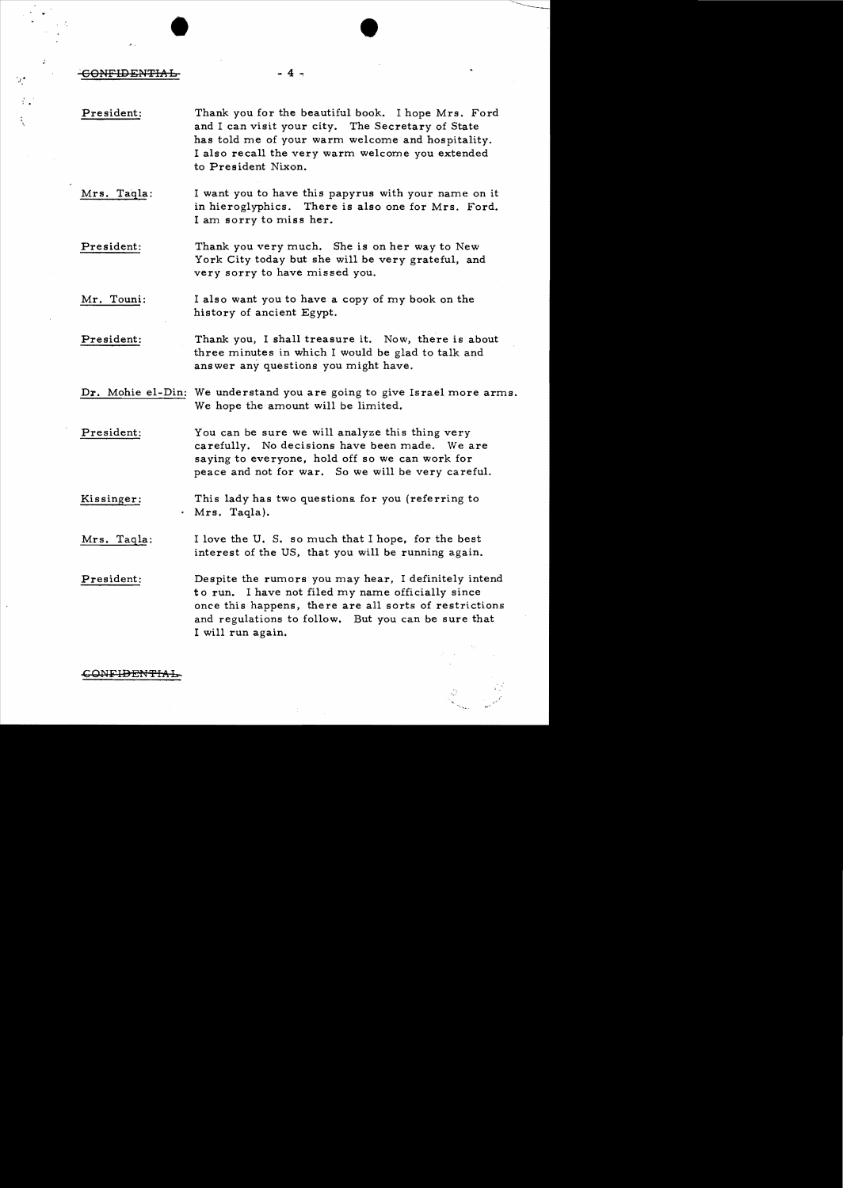**President:** Thank you for the beautiful book. I hope Mrs. Ford and I can visit your city. The Secretary of State has told me of your warm welcome and hospitality. I also recall the very warm welcome you extended to President Nixon.

**Mrs. Taqla:** I want you to have this papyrus with your name on it in hieroglyphics. There is also one for Mrs. Ford. I am sorry to miss her.

**President:** Thank you very much. She is on her way to New York City today but she will be very grateful, and very sorry to have missed you.

**Mr. Touni:** I also want you to have a copy of my book on the history of ancient Egypt.

**President:** Thank you, I shall treasure it. Now, there is about three minutes in which I would be glad to talk and answer any questions you might have.

**Dr. Mohie el-Din:** We understand you are going to give Israel more arms. We hope the amount will be limited.

**President:** You can be sure we will analyze this thing very carefully. No decisions have been made. We are saying to everyone, hold off so we can work for peace and not for war. So we will be very careful.

**Kissinger:** This lady has two questions for you (referring to Mrs. Taqla).

**Mrs. Taqla:** I love the U. S. so much that I hope, for the best interest of the US, that you will be running again.

**President:** Despite the rumors you may hear, I definitely intend to run. I have not filed my name officially since once this happens, there are all sorts of restrictions and regulations to follow. But you can be sure that I will run again.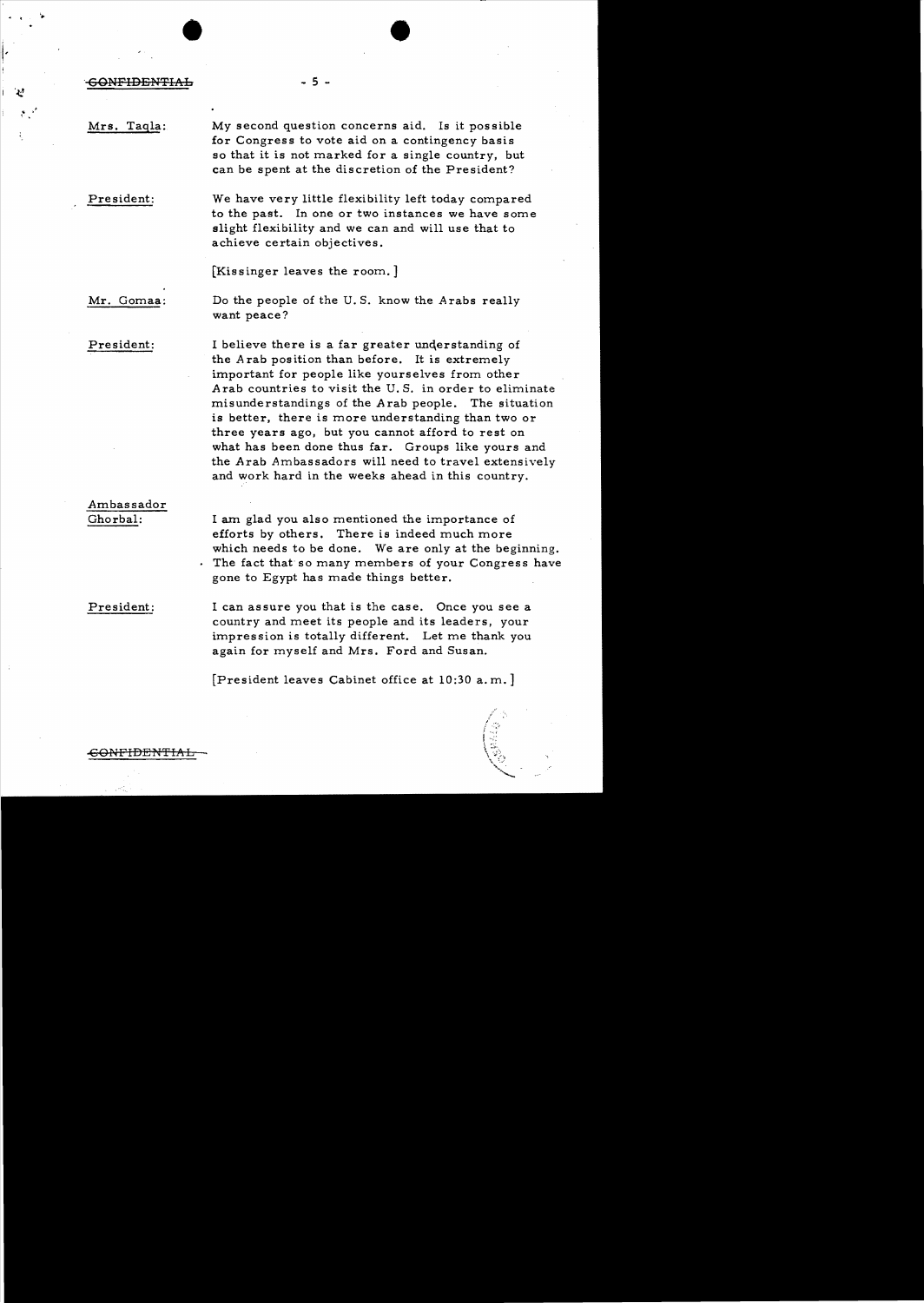**Mrs. Taqla:** My second question concerns aid. Is it possible for Congress to vote aid on a contingency basis so that it is not marked for a single country, but can be spent at the discretion of the President?

**President:** We have very little flexibility left today compared to the past. In one or two instances we have some slight flexibility and we can and will use that to achieve certain objectives.

[Kissinger leaves the room.]

**Mr. Gomaa:** Do the people of the U.S. know the Arabs really want peace?

**President:** I believe there is a far greater understanding of the Arab position than before. It is extremely important for people like yourselves from other Arab countries to visit the U.S. in order to eliminate misunderstandings of the Arab people. The situation is better, there is more understanding than two or three years ago, but you cannot afford to rest on what has been done thus far. Groups like yours and the Arab Ambassadors will need to travel extensively and work hard in the weeks ahead in this country.

**Ambassador Ghorbal:** I am glad you also mentioned the importance of efforts by others. There is indeed much more which needs to be done. We are only at the beginning. The fact that so many members of your Congress have gone to Egypt has made things better.

**President:** I can assure you that is the case. Once you see a country and meet its people and its leaders, your impression is totally different. Let me thank you again for myself and Mrs. Ford and Susan.

[President leaves Cabinet office at 10:30 a.m.]